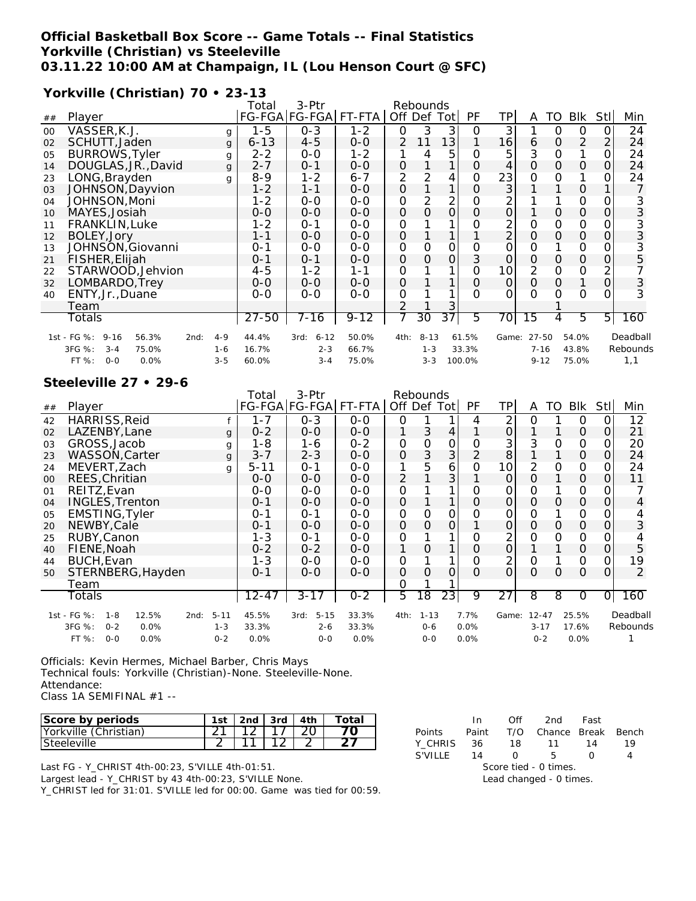# Official Basketball Box Score -- Game Totals -- Final Statistics
## Yorkville (Christian) vs Steeleville
## 03.11.22 10:00 AM at Champaign, IL (Lou Henson Court @ SFC)

### Yorkville (Christian) 70 • 23-13

| ## | Player | | Total FG-FGA | 3-Ptr FG-FGA | FT-FTA | Rebounds Off | Def | Tot | PF | TP | A | TO | Blk | Stl | Min |
|---|---|---|---|---|---|---|---|---|---|---|---|---|---|---|---|
| 00 | VASSER,K.J. | g | 1-5 | 0-3 | 1-2 | 0 | 3 | 3 | 0 | 3 | 1 | 0 | 0 | 0 | 24 |
| 02 | SCHUTT,Jaden | g | 6-13 | 4-5 | 0-0 | 2 | 11 | 13 | 1 | 16 | 6 | 0 | 2 | 2 | 24 |
| 05 | BURROWS,Tyler | g | 2-2 | 0-0 | 1-2 | 1 | 4 | 5 | 0 | 5 | 3 | 0 | 1 | 0 | 24 |
| 14 | DOUGLAS,JR.,David | g | 2-7 | 0-1 | 0-0 | 0 | 1 | 1 | 0 | 4 | 0 | 0 | 0 | 0 | 24 |
| 23 | LONG,Brayden | g | 8-9 | 1-2 | 6-7 | 2 | 2 | 4 | 0 | 23 | 0 | 0 | 1 | 0 | 24 |
| 03 | JOHNSON,Dayvion | | 1-2 | 1-1 | 0-0 | 0 | 1 | 1 | 0 | 3 | 1 | 1 | 0 | 1 | 7 |
| 04 | JOHNSON,Moni | | 1-2 | 0-0 | 0-0 | 0 | 2 | 2 | 0 | 2 | 1 | 1 | 0 | 0 | 3 |
| 10 | MAYES,Josiah | | 0-0 | 0-0 | 0-0 | 0 | 0 | 0 | 0 | 0 | 1 | 0 | 0 | 0 | 3 |
| 11 | FRANKLIN,Luke | | 1-2 | 0-1 | 0-0 | 0 | 1 | 1 | 0 | 2 | 0 | 0 | 0 | 0 | 3 |
| 12 | BOLEY,Jory | | 1-1 | 0-0 | 0-0 | 0 | 1 | 1 | 1 | 2 | 0 | 0 | 0 | 0 | 3 |
| 13 | JOHNSON,Giovanni | | 0-1 | 0-0 | 0-0 | 0 | 0 | 0 | 0 | 0 | 0 | 1 | 0 | 0 | 3 |
| 21 | FISHER,Elijah | | 0-1 | 0-1 | 0-0 | 0 | 0 | 0 | 3 | 0 | 0 | 0 | 0 | 0 | 5 |
| 22 | STARWOOD,Jehvion | | 4-5 | 1-2 | 1-1 | 0 | 1 | 1 | 0 | 10 | 2 | 0 | 0 | 2 | 7 |
| 32 | LOMBARDO,Trey | | 0-0 | 0-0 | 0-0 | 0 | 1 | 1 | 0 | 0 | 0 | 0 | 1 | 0 | 3 |
| 40 | ENTY,Jr.,Duane | | 0-0 | 0-0 | 0-0 | 0 | 1 | 1 | 0 | 0 | 0 | 0 | 0 | 0 | 3 |
| | Team | | | | | 2 | 1 | 3 | | | | 1 | | | |
| | Totals | | 27-50 | 7-16 | 9-12 | 7 | 30 | 37 | 5 | 70 | 15 | 4 | 5 | 5 | 160 |

| | 1st | | 2nd | | 3rd | | 4th | | Game | | Deadball Rebounds |
|---|---|---|---|---|---|---|---|---|---|---|---|
| FG % | 9-16 | 56.3% | 4-9 | 44.4% | 6-12 | 50.0% | 8-13 | 61.5% | 27-50 | 54.0% | 1,1 |
| 3FG % | 3-4 | 75.0% | 1-6 | 16.7% | 2-3 | 66.7% | 1-3 | 33.3% | 7-16 | 43.8% | |
| FT % | 0-0 | 0.0% | 3-5 | 60.0% | 3-4 | 75.0% | 3-3 | 100.0% | 9-12 | 75.0% | |

### Steeleville 27 • 29-6

| ## | Player | | Total FG-FGA | 3-Ptr FG-FGA | FT-FTA | Rebounds Off | Def | Tot | PF | TP | A | TO | Blk | Stl | Min |
|---|---|---|---|---|---|---|---|---|---|---|---|---|---|---|---|
| 42 | HARRISS,Reid | f | 1-7 | 0-3 | 0-0 | 0 | 1 | 1 | 4 | 2 | 0 | 1 | 0 | 0 | 12 |
| 02 | LAZENBY,Lane | g | 0-2 | 0-0 | 0-0 | 1 | 3 | 4 | 1 | 0 | 1 | 1 | 0 | 0 | 21 |
| 03 | GROSS,Jacob | g | 1-8 | 1-6 | 0-2 | 0 | 0 | 0 | 0 | 3 | 3 | 0 | 0 | 0 | 20 |
| 23 | WASSON,Carter | g | 3-7 | 2-3 | 0-0 | 0 | 3 | 3 | 2 | 8 | 1 | 1 | 0 | 0 | 24 |
| 24 | MEVERT,Zach | g | 5-11 | 0-1 | 0-0 | 1 | 5 | 6 | 0 | 10 | 2 | 0 | 0 | 0 | 24 |
| 00 | REES,Chritian | | 0-0 | 0-0 | 0-0 | 2 | 1 | 3 | 1 | 0 | 0 | 1 | 0 | 0 | 11 |
| 01 | REITZ,Evan | | 0-0 | 0-0 | 0-0 | 0 | 1 | 1 | 0 | 0 | 0 | 1 | 0 | 0 | 7 |
| 04 | INGLES,Trenton | | 0-1 | 0-0 | 0-0 | 0 | 1 | 1 | 0 | 0 | 0 | 0 | 0 | 0 | 4 |
| 05 | EMSTING,Tyler | | 0-1 | 0-1 | 0-0 | 0 | 0 | 0 | 0 | 0 | 0 | 1 | 0 | 0 | 4 |
| 20 | NEWBY,Cale | | 0-1 | 0-0 | 0-0 | 0 | 0 | 0 | 1 | 0 | 0 | 0 | 0 | 0 | 3 |
| 25 | RUBY,Canon | | 1-3 | 0-1 | 0-0 | 0 | 1 | 1 | 0 | 2 | 0 | 0 | 0 | 0 | 4 |
| 40 | FIENE,Noah | | 0-2 | 0-2 | 0-0 | 1 | 0 | 1 | 0 | 0 | 1 | 1 | 0 | 0 | 5 |
| 44 | BUCH,Evan | | 1-3 | 0-0 | 0-0 | 0 | 1 | 1 | 0 | 2 | 0 | 1 | 0 | 0 | 19 |
| 50 | STERNBERG,Hayden | | 0-1 | 0-0 | 0-0 | 0 | 0 | 0 | 0 | 0 | 0 | 0 | 0 | 0 | 2 |
| | Team | | | | | 0 | 1 | 1 | | | | | | | |
| | Totals | | 12-47 | 3-17 | 0-2 | 5 | 18 | 23 | 9 | 27 | 8 | 8 | 0 | 0 | 160 |

| | 1st | | 2nd | | 3rd | | 4th | | Game | | Deadball Rebounds |
|---|---|---|---|---|---|---|---|---|---|---|---|
| FG % | 1-8 | 12.5% | 5-11 | 45.5% | 5-15 | 33.3% | 1-13 | 7.7% | 12-47 | 25.5% | 1 |
| 3FG % | 0-2 | 0.0% | 1-3 | 33.3% | 2-6 | 33.3% | 0-6 | 0.0% | 3-17 | 17.6% | |
| FT % | 0-0 | 0.0% | 0-2 | 0.0% | 0-0 | 0.0% | 0-0 | 0.0% | 0-2 | 0.0% | |

Officials: Kevin Hermes, Michael Barber, Chris Mays
Technical fouls: Yorkville (Christian)-None. Steeleville-None.
Attendance:
Class 1A SEMIFINAL #1 --

| Score by periods | 1st | 2nd | 3rd | 4th | Total |
|---|---|---|---|---|---|
| Yorkville (Christian) | 21 | 12 | 17 | 20 | 70 |
| Steeleville | 2 | 11 | 12 | 2 | 27 |

| Points | In Paint | Off T/O | 2nd Chance | Fast Break | Bench |
|---|---|---|---|---|---|
| Y_CHRIS | 36 | 18 | 11 | 14 | 19 |
| S'VILLE | 14 | 0 | 5 | 0 | 4 |

Score tied - 0 times.
Lead changed - 0 times.

Last FG - Y_CHRIST 4th-00:23, S'VILLE 4th-01:51.
Largest lead - Y_CHRIST by 43 4th-00:23, S'VILLE None.
Y_CHRIST led for 31:01. S'VILLE led for 00:00. Game was tied for 00:59.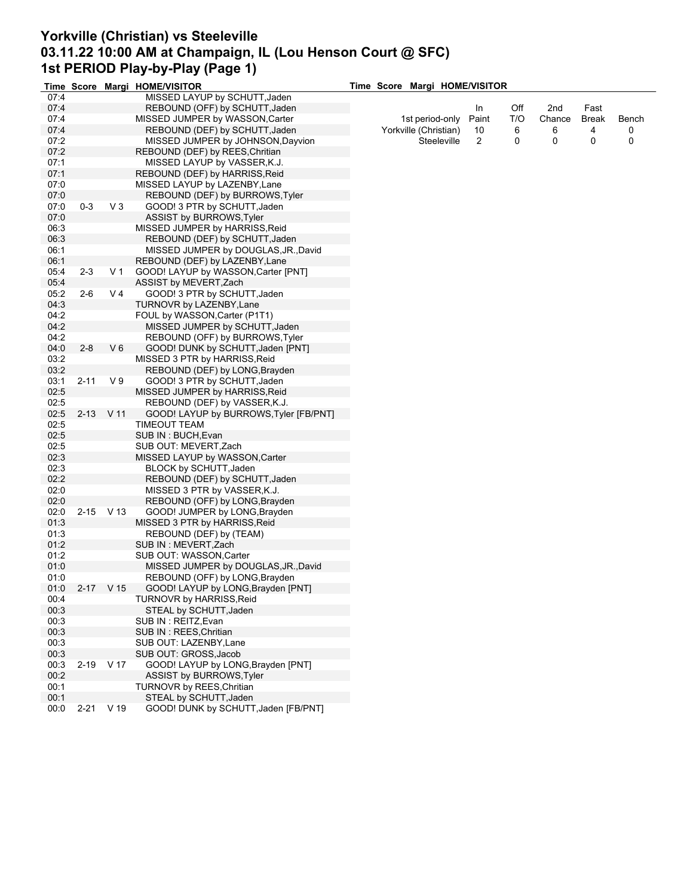# Yorkville (Christian) vs Steeleville
## 03.11.22 10:00 AM at Champaign, IL (Lou Henson Court @ SFC)
## 1st PERIOD Play-by-Play (Page 1)

| Time | Score | Margi | HOME/VISITOR |
|---|---|---|---|
| 07:4 | | | MISSED LAYUP by SCHUTT,Jaden |
| 07:4 | | | REBOUND (OFF) by SCHUTT,Jaden |
| 07:4 | | | MISSED JUMPER by WASSON,Carter |
| 07:4 | | | REBOUND (DEF) by SCHUTT,Jaden |
| 07:2 | | | MISSED JUMPER by JOHNSON,Dayvion |
| 07:2 | | | REBOUND (DEF) by REES,Chritian |
| 07:1 | | | MISSED LAYUP by VASSER,K.J. |
| 07:1 | | | REBOUND (DEF) by HARRISS,Reid |
| 07:0 | | | MISSED LAYUP by LAZENBY,Lane |
| 07:0 | | | REBOUND (DEF) by BURROWS,Tyler |
| 07:0 | 0-3 | V 3 | GOOD! 3 PTR by SCHUTT,Jaden |
| 07:0 | | | ASSIST by BURROWS,Tyler |
| 06:3 | | | MISSED JUMPER by HARRISS,Reid |
| 06:3 | | | REBOUND (DEF) by SCHUTT,Jaden |
| 06:1 | | | MISSED JUMPER by DOUGLAS,JR.,David |
| 06:1 | | | REBOUND (DEF) by LAZENBY,Lane |
| 05:4 | 2-3 | V 1 | GOOD! LAYUP by WASSON,Carter [PNT] |
| 05:4 | | | ASSIST by MEVERT,Zach |
| 05:2 | 2-6 | V 4 | GOOD! 3 PTR by SCHUTT,Jaden |
| 04:3 | | | TURNOVR by LAZENBY,Lane |
| 04:2 | | | FOUL by WASSON,Carter (P1T1) |
| 04:2 | | | MISSED JUMPER by SCHUTT,Jaden |
| 04:2 | | | REBOUND (OFF) by BURROWS,Tyler |
| 04:0 | 2-8 | V 6 | GOOD! DUNK by SCHUTT,Jaden [PNT] |
| 03:2 | | | MISSED 3 PTR by HARRISS,Reid |
| 03:2 | | | REBOUND (DEF) by LONG,Brayden |
| 03:1 | 2-11 | V 9 | GOOD! 3 PTR by SCHUTT,Jaden |
| 02:5 | | | MISSED JUMPER by HARRISS,Reid |
| 02:5 | | | REBOUND (DEF) by VASSER,K.J. |
| 02:5 | 2-13 | V 11 | GOOD! LAYUP by BURROWS,Tyler [FB/PNT] |
| 02:5 | | | TIMEOUT TEAM |
| 02:5 | | | SUB IN : BUCH,Evan |
| 02:5 | | | SUB OUT: MEVERT,Zach |
| 02:3 | | | MISSED LAYUP by WASSON,Carter |
| 02:3 | | | BLOCK by SCHUTT,Jaden |
| 02:2 | | | REBOUND (DEF) by SCHUTT,Jaden |
| 02:0 | | | MISSED 3 PTR by VASSER,K.J. |
| 02:0 | | | REBOUND (OFF) by LONG,Brayden |
| 02:0 | 2-15 | V 13 | GOOD! JUMPER by LONG,Brayden |
| 01:3 | | | MISSED 3 PTR by HARRISS,Reid |
| 01:3 | | | REBOUND (DEF) by (TEAM) |
| 01:2 | | | SUB IN : MEVERT,Zach |
| 01:2 | | | SUB OUT: WASSON,Carter |
| 01:0 | | | MISSED JUMPER by DOUGLAS,JR.,David |
| 01:0 | | | REBOUND (OFF) by LONG,Brayden |
| 01:0 | 2-17 | V 15 | GOOD! LAYUP by LONG,Brayden [PNT] |
| 00:4 | | | TURNOVR by HARRISS,Reid |
| 00:3 | | | STEAL by SCHUTT,Jaden |
| 00:3 | | | SUB IN : REITZ,Evan |
| 00:3 | | | SUB IN : REES,Chritian |
| 00:3 | | | SUB OUT: LAZENBY,Lane |
| 00:3 | | | SUB OUT: GROSS,Jacob |
| 00:3 | 2-19 | V 17 | GOOD! LAYUP by LONG,Brayden [PNT] |
| 00:2 | | | ASSIST by BURROWS,Tyler |
| 00:1 | | | TURNOVR by REES,Chritian |
| 00:1 | | | STEAL by SCHUTT,Jaden |
| 00:0 | 2-21 | V 19 | GOOD! DUNK by SCHUTT,Jaden [FB/PNT] |

| 1st period-only | In Paint | Off T/O | 2nd Chance | Fast Break | Bench |
|---|---|---|---|---|---|
| Yorkville (Christian) | 10 | 6 | 6 | 4 | 0 |
| Steeleville | 2 | 0 | 0 | 0 | 0 |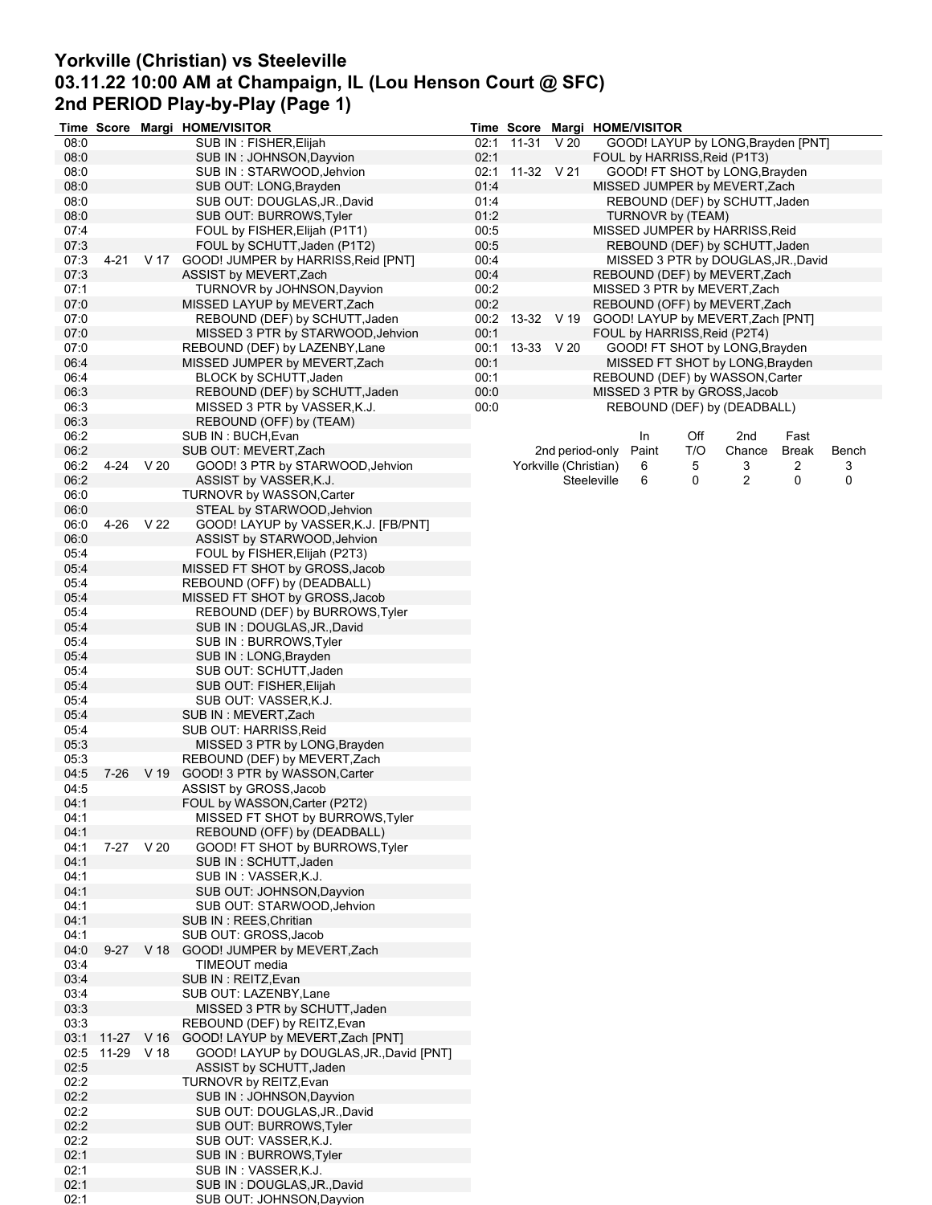# Yorkville (Christian) vs Steeleville
## 03.11.22 10:00 AM at Champaign, IL (Lou Henson Court @ SFC)
## 2nd PERIOD Play-by-Play (Page 1)

| Time | Score | Margi | HOME/VISITOR |
|---|---|---|---|
| 08:0 | | | SUB IN : FISHER,Elijah |
| 08:0 | | | SUB IN : JOHNSON,Dayvion |
| 08:0 | | | SUB IN : STARWOOD,Jehvion |
| 08:0 | | | SUB OUT: LONG,Brayden |
| 08:0 | | | SUB OUT: DOUGLAS,JR.,David |
| 08:0 | | | SUB OUT: BURROWS,Tyler |
| 07:4 | | | FOUL by FISHER,Elijah (P1T1) |
| 07:3 | | | FOUL by SCHUTT,Jaden (P1T2) |
| 07:3 | 4-21 | V 17 | GOOD! JUMPER by HARRISS,Reid [PNT] |
| 07:3 | | | ASSIST by MEVERT,Zach |
| 07:1 | | | TURNOVR by JOHNSON,Dayvion |
| 07:0 | | | MISSED LAYUP by MEVERT,Zach |
| 07:0 | | | REBOUND (DEF) by SCHUTT,Jaden |
| 07:0 | | | MISSED 3 PTR by STARWOOD,Jehvion |
| 07:0 | | | REBOUND (DEF) by LAZENBY,Lane |
| 06:4 | | | MISSED JUMPER by MEVERT,Zach |
| 06:4 | | | BLOCK by SCHUTT,Jaden |
| 06:3 | | | REBOUND (DEF) by SCHUTT,Jaden |
| 06:3 | | | MISSED 3 PTR by VASSER,K.J. |
| 06:3 | | | REBOUND (OFF) by (TEAM) |
| 06:2 | | | SUB IN : BUCH,Evan |
| 06:2 | | | SUB OUT: MEVERT,Zach |
| 06:2 | 4-24 | V 20 | GOOD! 3 PTR by STARWOOD,Jehvion |
| 06:2 | | | ASSIST by VASSER,K.J. |
| 06:0 | | | TURNOVR by WASSON,Carter |
| 06:0 | | | STEAL by STARWOOD,Jehvion |
| 06:0 | 4-26 | V 22 | GOOD! LAYUP by VASSER,K.J. [FB/PNT] |
| 06:0 | | | ASSIST by STARWOOD,Jehvion |
| 05:4 | | | FOUL by FISHER,Elijah (P2T3) |
| 05:4 | | | MISSED FT SHOT by GROSS,Jacob |
| 05:4 | | | REBOUND (OFF) by (DEADBALL) |
| 05:4 | | | MISSED FT SHOT by GROSS,Jacob |
| 05:4 | | | REBOUND (DEF) by BURROWS,Tyler |
| 05:4 | | | SUB IN : DOUGLAS,JR.,David |
| 05:4 | | | SUB IN : BURROWS,Tyler |
| 05:4 | | | SUB IN : LONG,Brayden |
| 05:4 | | | SUB OUT: SCHUTT,Jaden |
| 05:4 | | | SUB OUT: FISHER,Elijah |
| 05:4 | | | SUB OUT: VASSER,K.J. |
| 05:4 | | | SUB IN : MEVERT,Zach |
| 05:4 | | | SUB OUT: HARRISS,Reid |
| 05:3 | | | MISSED 3 PTR by LONG,Brayden |
| 05:3 | | | REBOUND (DEF) by MEVERT,Zach |
| 04:5 | 7-26 | V 19 | GOOD! 3 PTR by WASSON,Carter |
| 04:5 | | | ASSIST by GROSS,Jacob |
| 04:1 | | | FOUL by WASSON,Carter (P2T2) |
| 04:1 | | | MISSED FT SHOT by BURROWS,Tyler |
| 04:1 | | | REBOUND (OFF) by (DEADBALL) |
| 04:1 | 7-27 | V 20 | GOOD! FT SHOT by BURROWS,Tyler |
| 04:1 | | | SUB IN : SCHUTT,Jaden |
| 04:1 | | | SUB IN : VASSER,K.J. |
| 04:1 | | | SUB OUT: JOHNSON,Dayvion |
| 04:1 | | | SUB OUT: STARWOOD,Jehvion |
| 04:1 | | | SUB IN : REES,Chritian |
| 04:1 | | | SUB OUT: GROSS,Jacob |
| 04:0 | 9-27 | V 18 | GOOD! JUMPER by MEVERT,Zach |
| 03:4 | | | TIMEOUT media |
| 03:4 | | | SUB IN : REITZ,Evan |
| 03:4 | | | SUB OUT: LAZENBY,Lane |
| 03:3 | | | MISSED 3 PTR by SCHUTT,Jaden |
| 03:3 | | | REBOUND (DEF) by REITZ,Evan |
| 03:1 | 11-27 | V 16 | GOOD! LAYUP by MEVERT,Zach [PNT] |
| 02:5 | 11-29 | V 18 | GOOD! LAYUP by DOUGLAS,JR.,David [PNT] |
| 02:5 | | | ASSIST by SCHUTT,Jaden |
| 02:2 | | | TURNOVR by REITZ,Evan |
| 02:2 | | | SUB IN : JOHNSON,Dayvion |
| 02:2 | | | SUB OUT: DOUGLAS,JR.,David |
| 02:2 | | | SUB OUT: BURROWS,Tyler |
| 02:2 | | | SUB OUT: VASSER,K.J. |
| 02:1 | | | SUB IN : BURROWS,Tyler |
| 02:1 | | | SUB IN : VASSER,K.J. |
| 02:1 | | | SUB IN : DOUGLAS,JR.,David |
| 02:1 | | | SUB OUT: JOHNSON,Dayvion |
| 02:1 | 11-31 | V 20 | GOOD! LAYUP by LONG,Brayden [PNT] |
| 02:1 | | | FOUL by HARRISS,Reid (P1T3) |
| 02:1 | 11-32 | V 21 | GOOD! FT SHOT by LONG,Brayden |
| 01:4 | | | MISSED JUMPER by MEVERT,Zach |
| 01:4 | | | REBOUND (DEF) by SCHUTT,Jaden |
| 01:2 | | | TURNOVR by (TEAM) |
| 00:5 | | | MISSED JUMPER by HARRISS,Reid |
| 00:5 | | | REBOUND (DEF) by SCHUTT,Jaden |
| 00:4 | | | MISSED 3 PTR by DOUGLAS,JR.,David |
| 00:4 | | | REBOUND (DEF) by MEVERT,Zach |
| 00:2 | | | MISSED 3 PTR by MEVERT,Zach |
| 00:2 | | | REBOUND (OFF) by MEVERT,Zach |
| 00:2 | 13-32 | V 19 | GOOD! LAYUP by MEVERT,Zach [PNT] |
| 00:1 | | | FOUL by HARRISS,Reid (P2T4) |
| 00:1 | 13-33 | V 20 | GOOD! FT SHOT by LONG,Brayden |
| 00:1 | | | MISSED FT SHOT by LONG,Brayden |
| 00:1 | | | REBOUND (DEF) by WASSON,Carter |
| 00:0 | | | MISSED 3 PTR by GROSS,Jacob |
| 00:0 | | | REBOUND (DEF) by (DEADBALL) |

| 2nd period-only | In Paint | Off T/O | 2nd Chance | Fast Break | Bench |
|---|---|---|---|---|---|
| Yorkville (Christian) | 6 | 5 | 3 | 2 | 3 |
| Steeleville | 6 | 0 | 2 | 0 | 0 |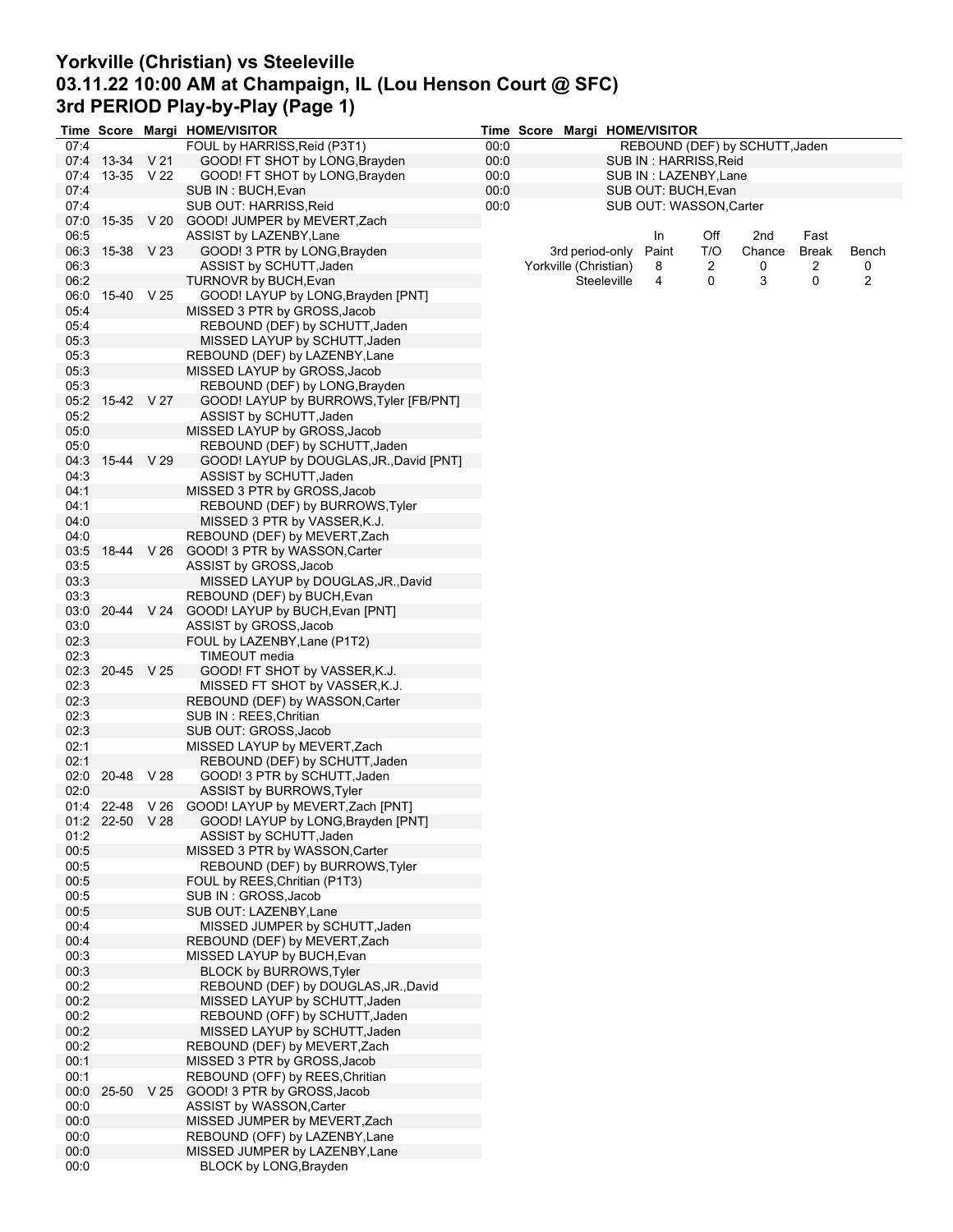# Yorkville (Christian) vs Steeleville
## 03.11.22 10:00 AM at Champaign, IL (Lou Henson Court @ SFC)
## 3rd PERIOD Play-by-Play (Page 1)

| Time | Score | Margi | HOME/VISITOR |
|---|---|---|---|
| 07:4 | | | FOUL by HARRISS,Reid (P3T1) |
| 07:4 | 13-34 | V 21 | GOOD! FT SHOT by LONG,Brayden |
| 07:4 | 13-35 | V 22 | GOOD! FT SHOT by LONG,Brayden |
| 07:4 | | | SUB IN : BUCH,Evan |
| 07:4 | | | SUB OUT: HARRISS,Reid |
| 07:0 | 15-35 | V 20 | GOOD! JUMPER by MEVERT,Zach |
| 06:5 | | | ASSIST by LAZENBY,Lane |
| 06:3 | 15-38 | V 23 | GOOD! 3 PTR by LONG,Brayden |
| 06:3 | | | ASSIST by SCHUTT,Jaden |
| 06:2 | | | TURNOVR by BUCH,Evan |
| 06:0 | 15-40 | V 25 | GOOD! LAYUP by LONG,Brayden [PNT] |
| 05:4 | | | MISSED 3 PTR by GROSS,Jacob |
| 05:4 | | | REBOUND (DEF) by SCHUTT,Jaden |
| 05:3 | | | MISSED LAYUP by SCHUTT,Jaden |
| 05:3 | | | REBOUND (DEF) by LAZENBY,Lane |
| 05:3 | | | MISSED LAYUP by GROSS,Jacob |
| 05:3 | | | REBOUND (DEF) by LONG,Brayden |
| 05:2 | 15-42 | V 27 | GOOD! LAYUP by BURROWS,Tyler [FB/PNT] |
| 05:2 | | | ASSIST by SCHUTT,Jaden |
| 05:0 | | | MISSED LAYUP by GROSS,Jacob |
| 05:0 | | | REBOUND (DEF) by SCHUTT,Jaden |
| 04:3 | 15-44 | V 29 | GOOD! LAYUP by DOUGLAS,JR.,David [PNT] |
| 04:3 | | | ASSIST by SCHUTT,Jaden |
| 04:1 | | | MISSED 3 PTR by GROSS,Jacob |
| 04:1 | | | REBOUND (DEF) by BURROWS,Tyler |
| 04:0 | | | MISSED 3 PTR by VASSER,K.J. |
| 04:0 | | | REBOUND (DEF) by MEVERT,Zach |
| 03:5 | 18-44 | V 26 | GOOD! 3 PTR by WASSON,Carter |
| 03:5 | | | ASSIST by GROSS,Jacob |
| 03:3 | | | MISSED LAYUP by DOUGLAS,JR.,David |
| 03:3 | | | REBOUND (DEF) by BUCH,Evan |
| 03:0 | 20-44 | V 24 | GOOD! LAYUP by BUCH,Evan [PNT] |
| 03:0 | | | ASSIST by GROSS,Jacob |
| 02:3 | | | FOUL by LAZENBY,Lane (P1T2) |
| 02:3 | | | TIMEOUT media |
| 02:3 | 20-45 | V 25 | GOOD! FT SHOT by VASSER,K.J. |
| 02:3 | | | MISSED FT SHOT by VASSER,K.J. |
| 02:3 | | | REBOUND (DEF) by WASSON,Carter |
| 02:3 | | | SUB IN : REES,Chritian |
| 02:3 | | | SUB OUT: GROSS,Jacob |
| 02:1 | | | MISSED LAYUP by MEVERT,Zach |
| 02:1 | | | REBOUND (DEF) by SCHUTT,Jaden |
| 02:0 | 20-48 | V 28 | GOOD! 3 PTR by SCHUTT,Jaden |
| 02:0 | | | ASSIST by BURROWS,Tyler |
| 01:4 | 22-48 | V 26 | GOOD! LAYUP by MEVERT,Zach [PNT] |
| 01:2 | 22-50 | V 28 | GOOD! LAYUP by LONG,Brayden [PNT] |
| 01:2 | | | ASSIST by SCHUTT,Jaden |
| 00:5 | | | MISSED 3 PTR by WASSON,Carter |
| 00:5 | | | REBOUND (DEF) by BURROWS,Tyler |
| 00:5 | | | FOUL by REES,Chritian (P1T3) |
| 00:5 | | | SUB IN : GROSS,Jacob |
| 00:5 | | | SUB OUT: LAZENBY,Lane |
| 00:4 | | | MISSED JUMPER by SCHUTT,Jaden |
| 00:4 | | | REBOUND (DEF) by MEVERT,Zach |
| 00:3 | | | MISSED LAYUP by BUCH,Evan |
| 00:3 | | | BLOCK by BURROWS,Tyler |
| 00:2 | | | REBOUND (DEF) by DOUGLAS,JR.,David |
| 00:2 | | | MISSED LAYUP by SCHUTT,Jaden |
| 00:2 | | | REBOUND (OFF) by SCHUTT,Jaden |
| 00:2 | | | MISSED LAYUP by SCHUTT,Jaden |
| 00:2 | | | REBOUND (DEF) by MEVERT,Zach |
| 00:1 | | | MISSED 3 PTR by GROSS,Jacob |
| 00:1 | | | REBOUND (OFF) by REES,Chritian |
| 00:0 | 25-50 | V 25 | GOOD! 3 PTR by GROSS,Jacob |
| 00:0 | | | ASSIST by WASSON,Carter |
| 00:0 | | | MISSED JUMPER by MEVERT,Zach |
| 00:0 | | | REBOUND (OFF) by LAZENBY,Lane |
| 00:0 | | | MISSED JUMPER by LAZENBY,Lane |
| 00:0 | | | BLOCK by LONG,Brayden |
| 00:0 | | | REBOUND (DEF) by SCHUTT,Jaden |
| 00:0 | | | SUB IN : HARRISS,Reid |
| 00:0 | | | SUB IN : LAZENBY,Lane |
| 00:0 | | | SUB OUT: BUCH,Evan |
| 00:0 | | | SUB OUT: WASSON,Carter |

| 3rd period-only | In Paint | Off T/O | 2nd Chance | Fast Break | Bench |
|---|---|---|---|---|---|
| Yorkville (Christian) | 8 | 2 | 0 | 2 | 0 |
| Steeleville | 4 | 0 | 3 | 0 | 2 |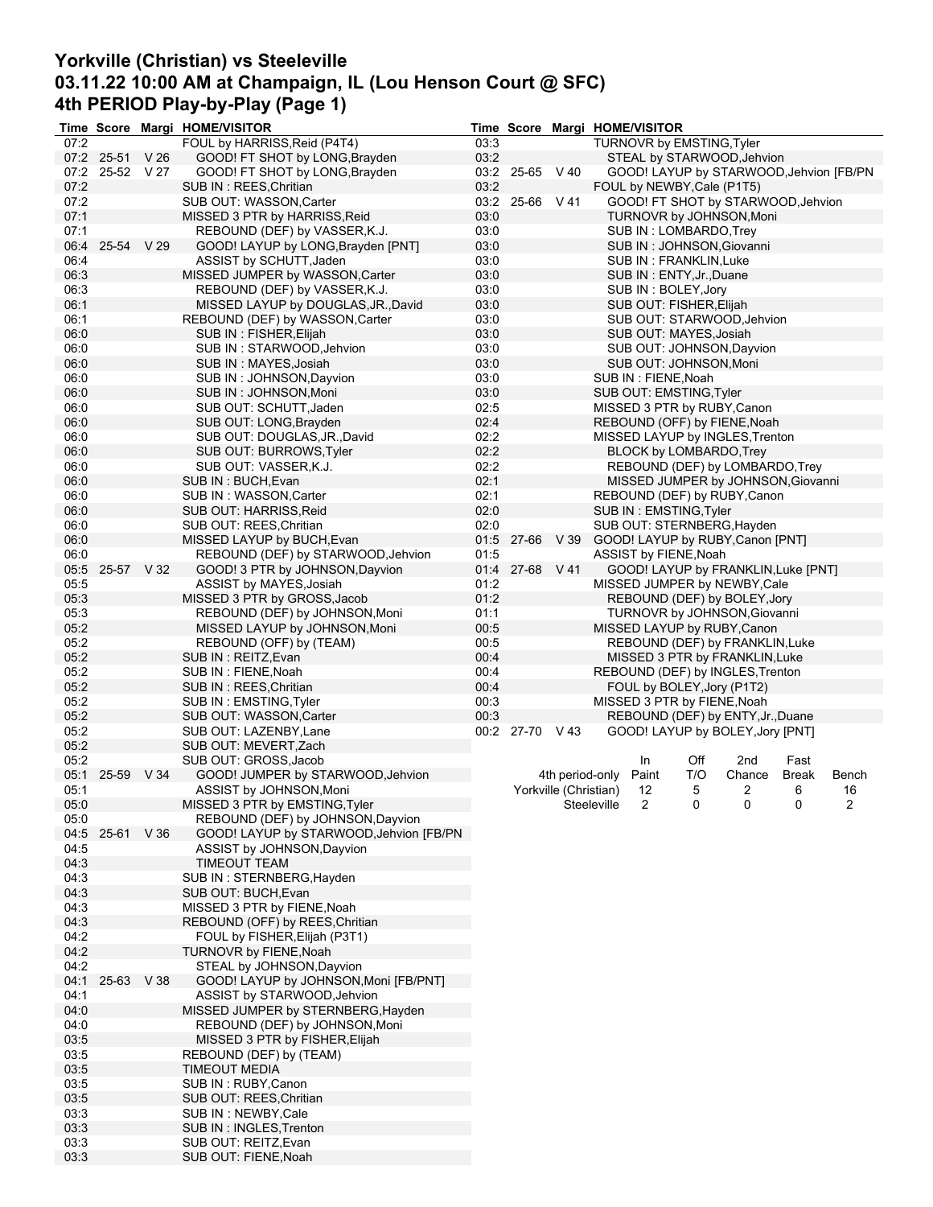# Yorkville (Christian) vs Steeleville
## 03.11.22 10:00 AM at Champaign, IL (Lou Henson Court @ SFC)
### 4th PERIOD Play-by-Play (Page 1)

| Time | Score | Margi | HOME/VISITOR |
|---|---|---|---|
| 07:2 | | | FOUL by HARRISS,Reid (P4T4) |
| 07:2 | 25-51 | V 26 | GOOD! FT SHOT by LONG,Brayden |
| 07:2 | 25-52 | V 27 | GOOD! FT SHOT by LONG,Brayden |
| 07:2 | | | SUB IN : REES,Chritian |
| 07:2 | | | SUB OUT: WASSON,Carter |
| 07:1 | | | MISSED 3 PTR by HARRISS,Reid |
| 07:1 | | | REBOUND (DEF) by VASSER,K.J. |
| 06:4 | 25-54 | V 29 | GOOD! LAYUP by LONG,Brayden [PNT] |
| 06:4 | | | ASSIST by SCHUTT,Jaden |
| 06:3 | | | MISSED JUMPER by WASSON,Carter |
| 06:3 | | | REBOUND (DEF) by VASSER,K.J. |
| 06:1 | | | MISSED LAYUP by DOUGLAS,JR.,David |
| 06:1 | | | REBOUND (DEF) by WASSON,Carter |
| 06:0 | | | SUB IN : FISHER,Elijah |
| 06:0 | | | SUB IN : STARWOOD,Jehvion |
| 06:0 | | | SUB IN : MAYES,Josiah |
| 06:0 | | | SUB IN : JOHNSON,Dayvion |
| 06:0 | | | SUB IN : JOHNSON,Moni |
| 06:0 | | | SUB OUT: SCHUTT,Jaden |
| 06:0 | | | SUB OUT: LONG,Brayden |
| 06:0 | | | SUB OUT: DOUGLAS,JR.,David |
| 06:0 | | | SUB OUT: BURROWS,Tyler |
| 06:0 | | | SUB OUT: VASSER,K.J. |
| 06:0 | | | SUB IN : BUCH,Evan |
| 06:0 | | | SUB IN : WASSON,Carter |
| 06:0 | | | SUB OUT: HARRISS,Reid |
| 06:0 | | | SUB OUT: REES,Chritian |
| 06:0 | | | MISSED LAYUP by BUCH,Evan |
| 06:0 | | | REBOUND (DEF) by STARWOOD,Jehvion |
| 05:5 | 25-57 | V 32 | GOOD! 3 PTR by JOHNSON,Dayvion |
| 05:5 | | | ASSIST by MAYES,Josiah |
| 05:3 | | | MISSED 3 PTR by GROSS,Jacob |
| 05:3 | | | REBOUND (DEF) by JOHNSON,Moni |
| 05:2 | | | MISSED LAYUP by JOHNSON,Moni |
| 05:2 | | | REBOUND (OFF) by (TEAM) |
| 05:2 | | | SUB IN : REITZ,Evan |
| 05:2 | | | SUB IN : FIENE,Noah |
| 05:2 | | | SUB IN : REES,Chritian |
| 05:2 | | | SUB IN : EMSTING,Tyler |
| 05:2 | | | SUB OUT: WASSON,Carter |
| 05:2 | | | SUB OUT: LAZENBY,Lane |
| 05:2 | | | SUB OUT: MEVERT,Zach |
| 05:2 | | | SUB OUT: GROSS,Jacob |
| 05:1 | 25-59 | V 34 | GOOD! JUMPER by STARWOOD,Jehvion |
| 05:1 | | | ASSIST by JOHNSON,Moni |
| 05:0 | | | MISSED 3 PTR by EMSTING,Tyler |
| 05:0 | | | REBOUND (DEF) by JOHNSON,Dayvion |
| 04:5 | 25-61 | V 36 | GOOD! LAYUP by STARWOOD,Jehvion [FB/PN |
| 04:5 | | | ASSIST by JOHNSON,Dayvion |
| 04:3 | | | TIMEOUT TEAM |
| 04:3 | | | SUB IN : STERNBERG,Hayden |
| 04:3 | | | SUB OUT: BUCH,Evan |
| 04:3 | | | MISSED 3 PTR by FIENE,Noah |
| 04:3 | | | REBOUND (OFF) by REES,Chritian |
| 04:2 | | | FOUL by FISHER,Elijah (P3T1) |
| 04:2 | | | TURNOVR by FIENE,Noah |
| 04:2 | | | STEAL by JOHNSON,Dayvion |
| 04:1 | 25-63 | V 38 | GOOD! LAYUP by JOHNSON,Moni [FB/PNT] |
| 04:1 | | | ASSIST by STARWOOD,Jehvion |
| 04:0 | | | MISSED JUMPER by STERNBERG,Hayden |
| 04:0 | | | REBOUND (DEF) by JOHNSON,Moni |
| 03:5 | | | MISSED 3 PTR by FISHER,Elijah |
| 03:5 | | | REBOUND (DEF) by (TEAM) |
| 03:5 | | | TIMEOUT MEDIA |
| 03:5 | | | SUB IN : RUBY,Canon |
| 03:5 | | | SUB OUT: REES,Chritian |
| 03:3 | | | SUB IN : NEWBY,Cale |
| 03:3 | | | SUB IN : INGLES,Trenton |
| 03:3 | | | SUB OUT: REITZ,Evan |
| 03:3 | | | SUB OUT: FIENE,Noah |
| 03:3 | | | TURNOVR by EMSTING,Tyler |
| 03:2 | | | STEAL by STARWOOD,Jehvion |
| 03:2 | 25-65 | V 40 | GOOD! LAYUP by STARWOOD,Jehvion [FB/PN |
| 03:2 | | | FOUL by NEWBY,Cale (P1T5) |
| 03:2 | 25-66 | V 41 | GOOD! FT SHOT by STARWOOD,Jehvion |
| 03:0 | | | TURNOVR by JOHNSON,Moni |
| 03:0 | | | SUB IN : LOMBARDO,Trey |
| 03:0 | | | SUB IN : JOHNSON,Giovanni |
| 03:0 | | | SUB IN : FRANKLIN,Luke |
| 03:0 | | | SUB IN : ENTY,Jr.,Duane |
| 03:0 | | | SUB IN : BOLEY,Jory |
| 03:0 | | | SUB OUT: FISHER,Elijah |
| 03:0 | | | SUB OUT: STARWOOD,Jehvion |
| 03:0 | | | SUB OUT: MAYES,Josiah |
| 03:0 | | | SUB OUT: JOHNSON,Dayvion |
| 03:0 | | | SUB OUT: JOHNSON,Moni |
| 03:0 | | | SUB IN : FIENE,Noah |
| 03:0 | | | SUB OUT: EMSTING,Tyler |
| 02:5 | | | MISSED 3 PTR by RUBY,Canon |
| 02:4 | | | REBOUND (OFF) by FIENE,Noah |
| 02:2 | | | MISSED LAYUP by INGLES,Trenton |
| 02:2 | | | BLOCK by LOMBARDO,Trey |
| 02:2 | | | REBOUND (DEF) by LOMBARDO,Trey |
| 02:1 | | | MISSED JUMPER by JOHNSON,Giovanni |
| 02:1 | | | REBOUND (DEF) by RUBY,Canon |
| 02:0 | | | SUB IN : EMSTING,Tyler |
| 02:0 | | | SUB OUT: STERNBERG,Hayden |
| 01:5 | 27-66 | V 39 | GOOD! LAYUP by RUBY,Canon [PNT] |
| 01:5 | | | ASSIST by FIENE,Noah |
| 01:4 | 27-68 | V 41 | GOOD! LAYUP by FRANKLIN,Luke [PNT] |
| 01:2 | | | MISSED JUMPER by NEWBY,Cale |
| 01:2 | | | REBOUND (DEF) by BOLEY,Jory |
| 01:1 | | | TURNOVR by JOHNSON,Giovanni |
| 00:5 | | | MISSED LAYUP by RUBY,Canon |
| 00:5 | | | REBOUND (DEF) by FRANKLIN,Luke |
| 00:4 | | | MISSED 3 PTR by FRANKLIN,Luke |
| 00:4 | | | REBOUND (DEF) by INGLES,Trenton |
| 00:4 | | | FOUL by BOLEY,Jory (P1T2) |
| 00:3 | | | MISSED 3 PTR by FIENE,Noah |
| 00:3 | | | REBOUND (DEF) by ENTY,Jr.,Duane |
| 00:2 | 27-70 | V 43 | GOOD! LAYUP by BOLEY,Jory [PNT] |

| 4th period-only | In Paint | Off T/O | 2nd Chance | Fast Break | Bench |
|---|---|---|---|---|---|
| Yorkville (Christian) | 12 | 5 | 2 | 6 | 16 |
| Steeleville | 2 | 0 | 0 | 0 | 2 |